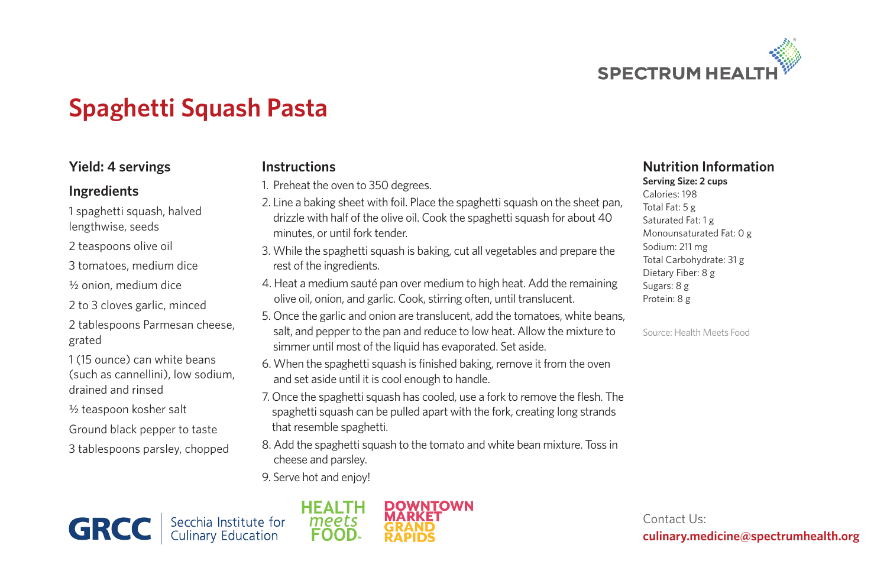SPECTRUM HEALTH

# Spaghetti Squash Pasta

## Yield: 4 servings

## Ingredients

1 spaghetti squash, halved lengthwise, seeds

2 teaspoons olive oil

3 tomatoes, medium dice

½ onion, medium dice

2 to 3 cloves garlic, minced

2 tablespoons Parmesan cheese, grated

1 (15 ounce) can white beans (such as cannellini), low sodium, drained and rinsed

½ teaspoon kosher salt

Ground black pepper to taste

3 tablespoons parsley, chopped

## Instructions

1. Preheat the oven to 350 degrees.
2. Line a baking sheet with foil. Place the spaghetti squash on the sheet pan, drizzle with half of the olive oil. Cook the spaghetti squash for about 40 minutes, or until fork tender.
3. While the spaghetti squash is baking, cut all vegetables and prepare the rest of the ingredients.
4. Heat a medium sauté pan over medium to high heat. Add the remaining olive oil, onion, and garlic. Cook, stirring often, until translucent.
5. Once the garlic and onion are translucent, add the tomatoes, white beans, salt, and pepper to the pan and reduce to low heat. Allow the mixture to simmer until most of the liquid has evaporated. Set aside.
6. When the spaghetti squash is finished baking, remove it from the oven and set aside until it is cool enough to handle.
7. Once the spaghetti squash has cooled, use a fork to remove the flesh. The spaghetti squash can be pulled apart with the fork, creating long strands that resemble spaghetti.
8. Add the spaghetti squash to the tomato and white bean mixture. Toss in cheese and parsley.
9. Serve hot and enjoy!

## Nutrition Information

**Serving Size: 2 cups**

Calories: 198
Total Fat: 5 g
Saturated Fat: 1 g
Monounsaturated Fat: 0 g
Sodium: 211 mg
Total Carbohydrate: 31 g
Dietary Fiber: 8 g
Sugars: 8 g
Protein: 8 g

Source: Health Meets Food

GRCC | Secchia Institute for Culinary Education

HEALTH meets FOOD

DOWNTOWN MARKET GRAND RAPIDS

Contact Us:
**culinary.medicine@spectrumhealth.org**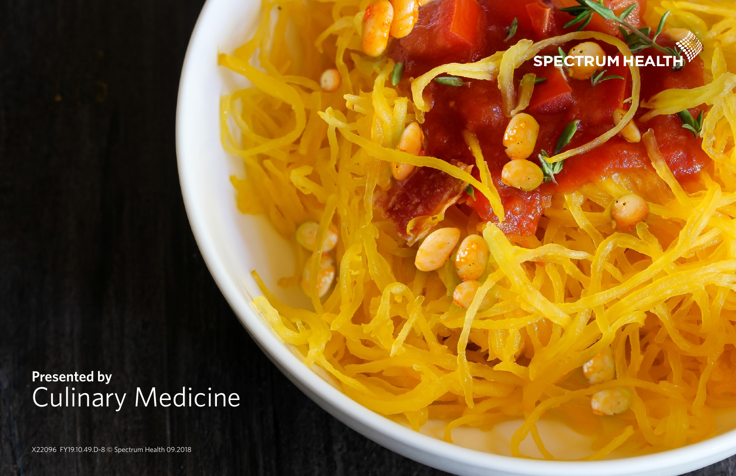SPECTRUM HEALTH

**Presented by**
Culinary Medicine

X22096 FY19.10.49.D-8 © Spectrum Health 09.2018